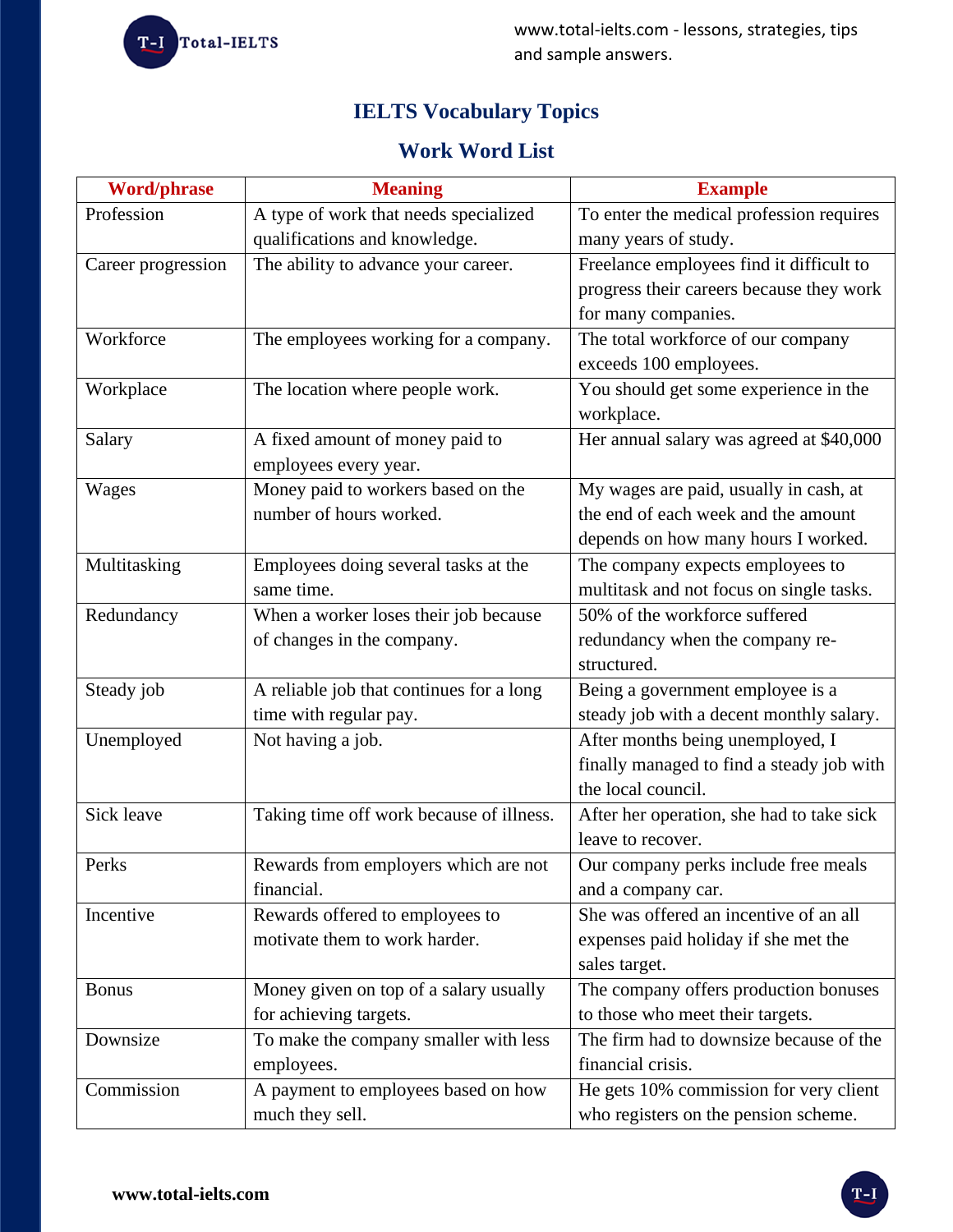# IELTS Vocabulary Topics

## Work Word List

| Word/phrase | Meaning | Example |
|---|---|---|
| Profession | A type of work that needs specialized qualifications and knowledge. | To enter the medical profession requires many years of study. |
| Career progression | The ability to advance your career. | Freelance employees find it difficult to progress their careers because they work for many companies. |
| Workforce | The employees working for a company. | The total workforce of our company exceeds 100 employees. |
| Workplace | The location where people work. | You should get some experience in the workplace. |
| Salary | A fixed amount of money paid to employees every year. | Her annual salary was agreed at $40,000 |
| Wages | Money paid to workers based on the number of hours worked. | My wages are paid, usually in cash, at the end of each week and the amount depends on how many hours I worked. |
| Multitasking | Employees doing several tasks at the same time. | The company expects employees to multitask and not focus on single tasks. |
| Redundancy | When a worker loses their job because of changes in the company. | 50% of the workforce suffered redundancy when the company re-structured. |
| Steady job | A reliable job that continues for a long time with regular pay. | Being a government employee is a steady job with a decent monthly salary. |
| Unemployed | Not having a job. | After months being unemployed, I finally managed to find a steady job with the local council. |
| Sick leave | Taking time off work because of illness. | After her operation, she had to take sick leave to recover. |
| Perks | Rewards from employers which are not financial. | Our company perks include free meals and a company car. |
| Incentive | Rewards offered to employees to motivate them to work harder. | She was offered an incentive of an all expenses paid holiday if she met the sales target. |
| Bonus | Money given on top of a salary usually for achieving targets. | The company offers production bonuses to those who meet their targets. |
| Downsize | To make the company smaller with less employees. | The firm had to downsize because of the financial crisis. |
| Commission | A payment to employees based on how much they sell. | He gets 10% commission for very client who registers on the pension scheme. |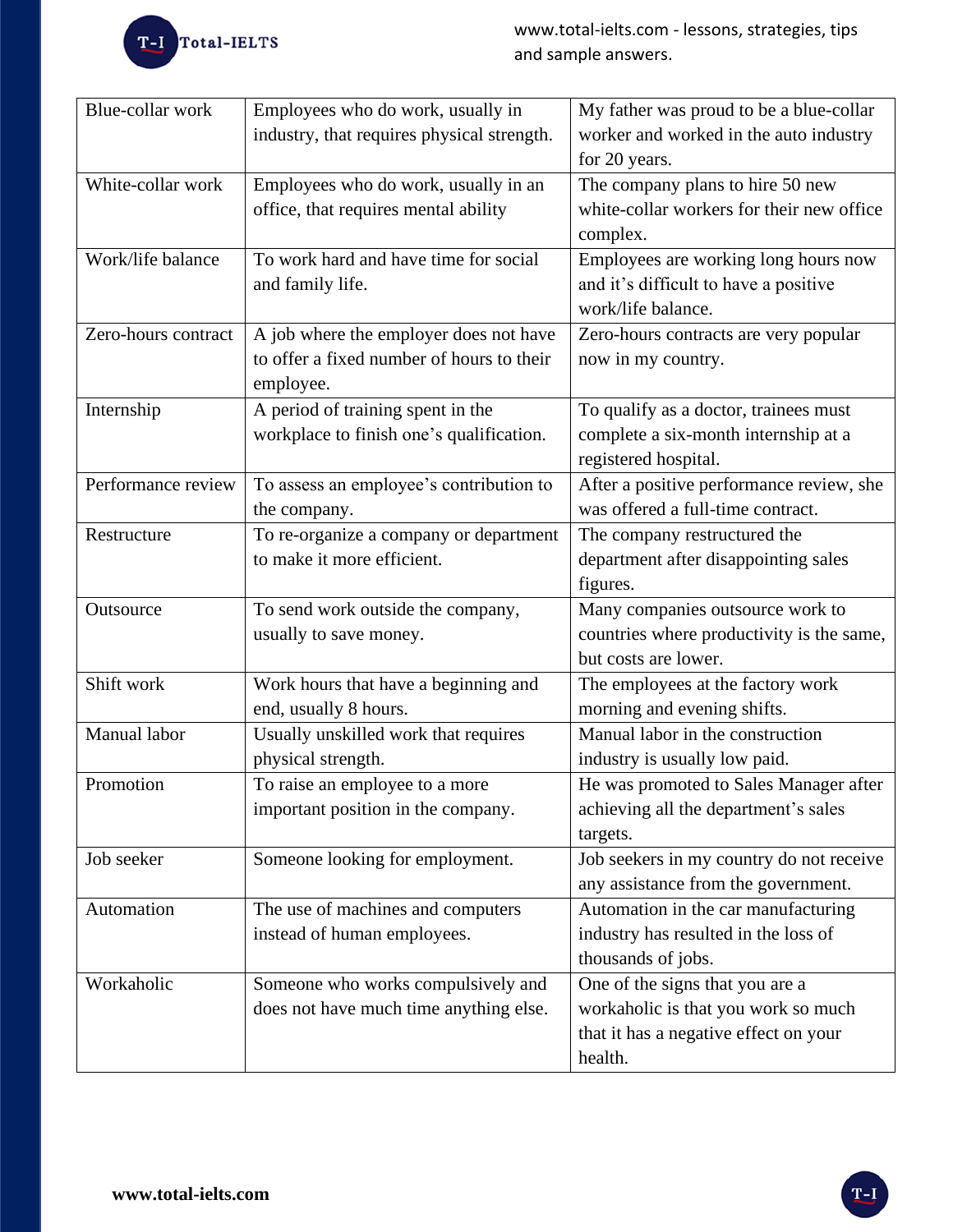| Blue-collar work | Employees who do work, usually in industry, that requires physical strength. | My father was proud to be a blue-collar worker and worked in the auto industry for 20 years. |
|---|---|---|
| White-collar work | Employees who do work, usually in an office, that requires mental ability | The company plans to hire 50 new white-collar workers for their new office complex. |
| Work/life balance | To work hard and have time for social and family life. | Employees are working long hours now and it's difficult to have a positive work/life balance. |
| Zero-hours contract | A job where the employer does not have to offer a fixed number of hours to their employee. | Zero-hours contracts are very popular now in my country. |
| Internship | A period of training spent in the workplace to finish one's qualification. | To qualify as a doctor, trainees must complete a six-month internship at a registered hospital. |
| Performance review | To assess an employee's contribution to the company. | After a positive performance review, she was offered a full-time contract. |
| Restructure | To re-organize a company or department to make it more efficient. | The company restructured the department after disappointing sales figures. |
| Outsource | To send work outside the company, usually to save money. | Many companies outsource work to countries where productivity is the same, but costs are lower. |
| Shift work | Work hours that have a beginning and end, usually 8 hours. | The employees at the factory work morning and evening shifts. |
| Manual labor | Usually unskilled work that requires physical strength. | Manual labor in the construction industry is usually low paid. |
| Promotion | To raise an employee to a more important position in the company. | He was promoted to Sales Manager after achieving all the department's sales targets. |
| Job seeker | Someone looking for employment. | Job seekers in my country do not receive any assistance from the government. |
| Automation | The use of machines and computers instead of human employees. | Automation in the car manufacturing industry has resulted in the loss of thousands of jobs. |
| Workaholic | Someone who works compulsively and does not have much time anything else. | One of the signs that you are a workaholic is that you work so much that it has a negative effect on your health. |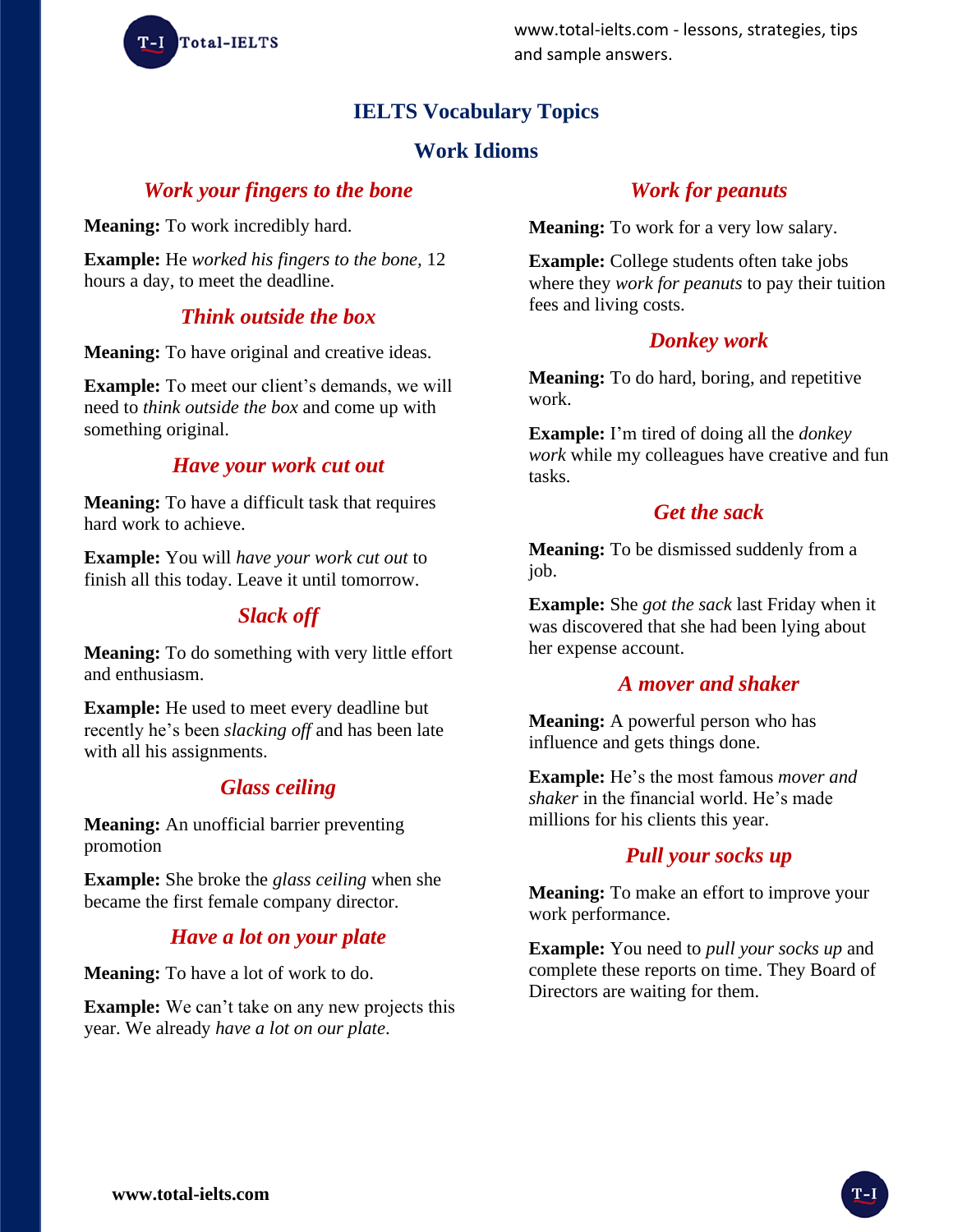# IELTS Vocabulary Topics

## Work Idioms

### *Work your fingers to the bone*

**Meaning:** To work incredibly hard.

**Example:** He *worked his fingers to the bone,* 12 hours a day, to meet the deadline.

### *Think outside the box*

**Meaning:** To have original and creative ideas.

**Example:** To meet our client's demands, we will need to *think outside the box* and come up with something original.

### *Have your work cut out*

**Meaning:** To have a difficult task that requires hard work to achieve.

**Example:** You will *have your work cut out* to finish all this today. Leave it until tomorrow.

### *Slack off*

**Meaning:** To do something with very little effort and enthusiasm.

**Example:** He used to meet every deadline but recently he's been *slacking off* and has been late with all his assignments.

### *Glass ceiling*

**Meaning:** An unofficial barrier preventing promotion

**Example:** She broke the *glass ceiling* when she became the first female company director.

### *Have a lot on your plate*

**Meaning:** To have a lot of work to do.

**Example:** We can't take on any new projects this year. We already *have a lot on our plate*.

### *Work for peanuts*

**Meaning:** To work for a very low salary.

**Example:** College students often take jobs where they *work for peanuts* to pay their tuition fees and living costs.

### *Donkey work*

**Meaning:** To do hard, boring, and repetitive work.

**Example:** I'm tired of doing all the *donkey work* while my colleagues have creative and fun tasks.

### *Get the sack*

**Meaning:** To be dismissed suddenly from a job.

**Example:** She *got the sack* last Friday when it was discovered that she had been lying about her expense account.

### *A mover and shaker*

**Meaning:** A powerful person who has influence and gets things done.

**Example:** He's the most famous *mover and shaker* in the financial world. He's made millions for his clients this year.

### *Pull your socks up*

**Meaning:** To make an effort to improve your work performance.

**Example:** You need to *pull your socks up* and complete these reports on time. They Board of Directors are waiting for them.